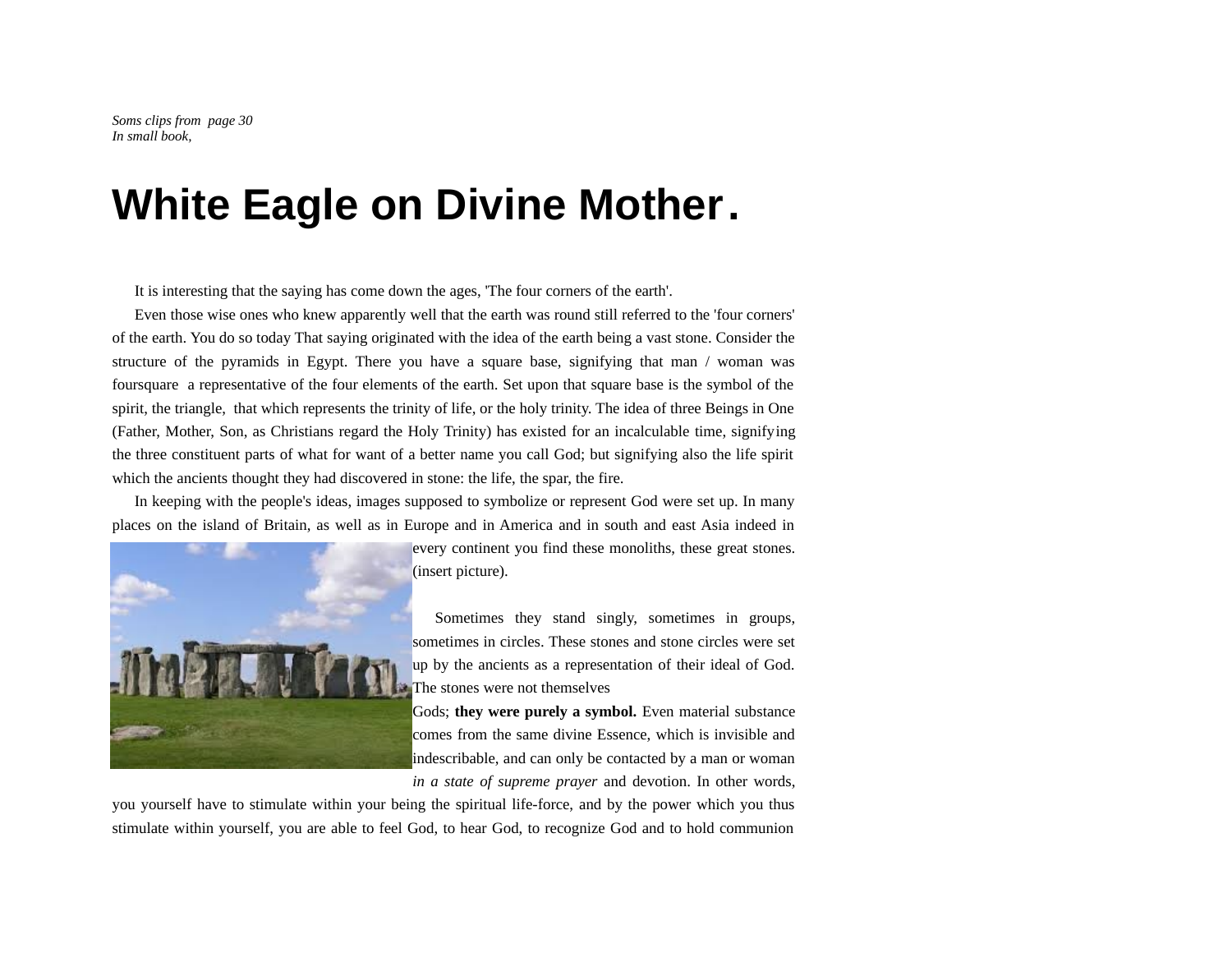*Soms clips from  page 30*
*In small book,*

# White Eagle on Divine Mother.

It is interesting that the saying has come down the ages, 'The four corners of the earth'.

Even those wise ones who knew apparently well that the earth was round still referred to the 'four corners' of the earth. You do so today That saying originated with the idea of the earth being a vast stone. Consider the structure of the pyramids in Egypt. There you have a square base, signifying that man / woman was foursquare  a representative of the four elements of the earth. Set upon that square base is the symbol of the spirit, the triangle,  that which represents the trinity of life, or the holy trinity. The idea of three Beings in One (Father, Mother, Son, as Christians regard the Holy Trinity) has existed for an incalculable time, signifying the three constituent parts of what for want of a better name you call God; but signifying also the life spirit which the ancients thought they had discovered in stone: the life, the spar, the fire.

In keeping with the people's ideas, images supposed to symbolize or represent God were set up. In many places on the island of Britain, as well as in Europe and in America and in south and east Asia indeed in every continent you find these monoliths, these great stones. (insert picture).

Sometimes they stand singly, sometimes in groups, sometimes in circles. These stones and stone circles were set up by the ancients as a representation of their ideal of God. The stones were not themselves Gods; **they were purely a symbol.** Even material substance comes from the same divine Essence, which is invisible and indescribable, and can only be contacted by a man or woman *in a state of supreme prayer* and devotion. In other words, you yourself have to stimulate within your being the spiritual life-force, and by the power which you thus stimulate within yourself, you are able to feel God, to hear God, to recognize God and to hold communion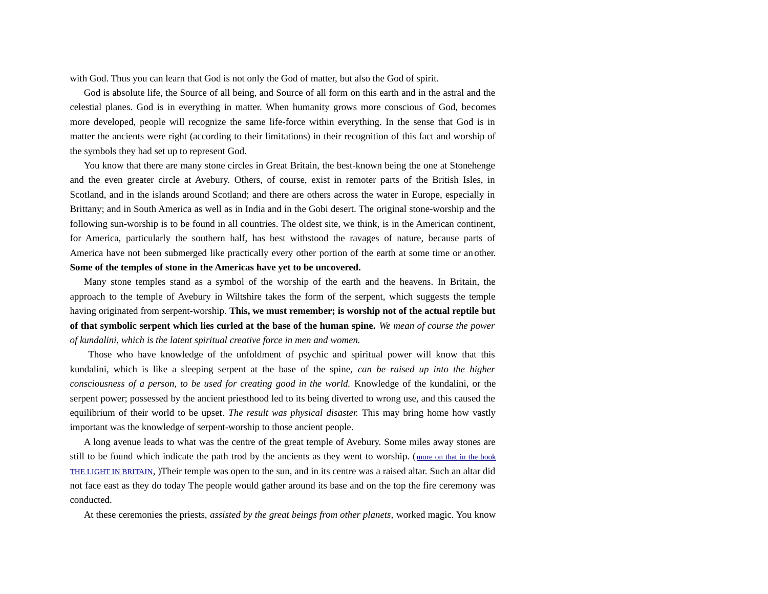with God. Thus you can learn that God is not only the God of matter, but also the God of spirit.

God is absolute life, the Source of all being, and Source of all form on this earth and in the astral and the celestial planes. God is in everything in matter. When humanity grows more conscious of God, becomes more developed, people will recognize the same life-force within everything. In the sense that God is in matter the ancients were right (according to their limitations) in their recognition of this fact and worship of the symbols they had set up to represent God.

You know that there are many stone circles in Great Britain, the best-known being the one at Stonehenge and the even greater circle at Avebury. Others, of course, exist in remoter parts of the British Isles, in Scotland, and in the islands around Scotland; and there are others across the water in Europe, especially in Brittany; and in South America as well as in India and in the Gobi desert. The original stone-worship and the following sun-worship is to be found in all countries. The oldest site, we think, is in the American continent, for America, particularly the southern half, has best withstood the ravages of nature, because parts of America have not been submerged like practically every other portion of the earth at some time or another. **Some of the temples of stone in the Americas have yet to be uncovered.**

Many stone temples stand as a symbol of the worship of the earth and the heavens. In Britain, the approach to the temple of Avebury in Wiltshire takes the form of the serpent, which suggests the temple having originated from serpent-worship. **This, we must remember; is worship not of the actual reptile but of that symbolic serpent which lies curled at the base of the human spine.** *We mean of course the power of kundalini, which is the latent spiritual creative force in men and women.*

Those who have knowledge of the unfoldment of psychic and spiritual power will know that this kundalini, which is like a sleeping serpent at the base of the spine, *can be raised up into the higher consciousness of a person, to be used for creating good in the world.* Knowledge of the kundalini, or the serpent power; possessed by the ancient priesthood led to its being diverted to wrong use, and this caused the equilibrium of their world to be upset. *The result was physical disaster.* This may bring home how vastly important was the knowledge of serpent-worship to those ancient people.

A long avenue leads to what was the centre of the great temple of Avebury. Some miles away stones are still to be found which indicate the path trod by the ancients as they went to worship. (more on that in the book THE LIGHT IN BRITAIN, )Their temple was open to the sun, and in its centre was a raised altar. Such an altar did not face east as they do today The people would gather around its base and on the top the fire ceremony was conducted.

At these ceremonies the priests, *assisted by the great beings from other planets,* worked magic. You know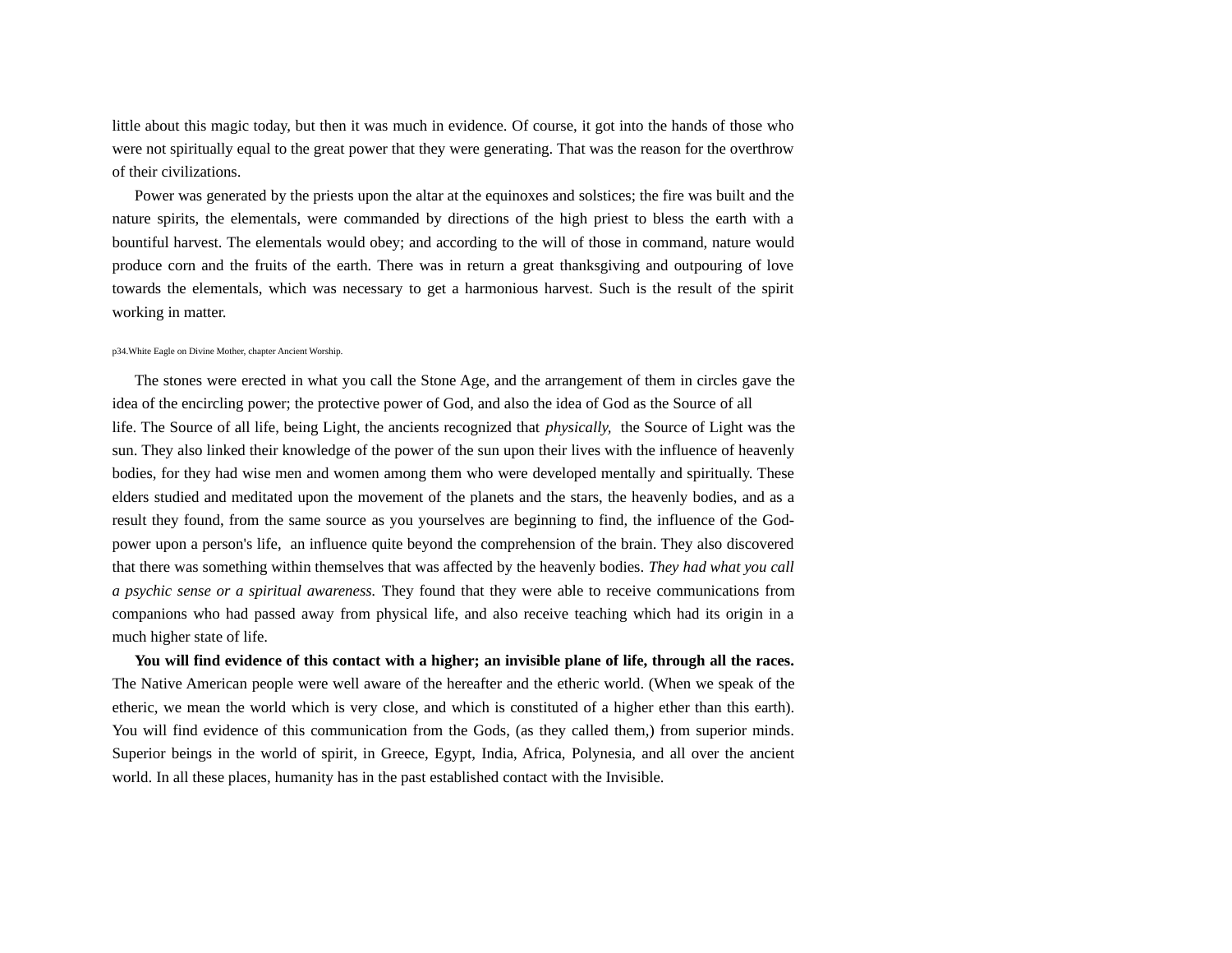little about this magic today, but then it was much in evidence. Of course, it got into the hands of those who were not spiritually equal to the great power that they were generating. That was the reason for the overthrow of their civilizations.

Power was generated by the priests upon the altar at the equinoxes and solstices; the fire was built and the nature spirits, the elementals, were commanded by directions of the high priest to bless the earth with a bountiful harvest. The elementals would obey; and according to the will of those in command, nature would produce corn and the fruits of the earth. There was in return a great thanksgiving and outpouring of love towards the elementals, which was necessary to get a harmonious harvest. Such is the result of the spirit working in matter.

p34.White Eagle on Divine Mother, chapter Ancient Worship.

The stones were erected in what you call the Stone Age, and the arrangement of them in circles gave the idea of the encircling power; the protective power of God, and also the idea of God as the Source of all life. The Source of all life, being Light, the ancients recognized that *physically,* the Source of Light was the sun. They also linked their knowledge of the power of the sun upon their lives with the influence of heavenly bodies, for they had wise men and women among them who were developed mentally and spiritually. These elders studied and meditated upon the movement of the planets and the stars, the heavenly bodies, and as a result they found, from the same source as you yourselves are beginning to find, the influence of the God-power upon a person's life, an influence quite beyond the comprehension of the brain. They also discovered that there was something within themselves that was affected by the heavenly bodies. *They had what you call a psychic sense or a spiritual awareness.* They found that they were able to receive communications from companions who had passed away from physical life, and also receive teaching which had its origin in a much higher state of life.

**You will find evidence of this contact with a higher; an invisible plane of life, through all the races.** The Native American people were well aware of the hereafter and the etheric world. (When we speak of the etheric, we mean the world which is very close, and which is constituted of a higher ether than this earth). You will find evidence of this communication from the Gods, (as they called them,) from superior minds. Superior beings in the world of spirit, in Greece, Egypt, India, Africa, Polynesia, and all over the ancient world. In all these places, humanity has in the past established contact with the Invisible.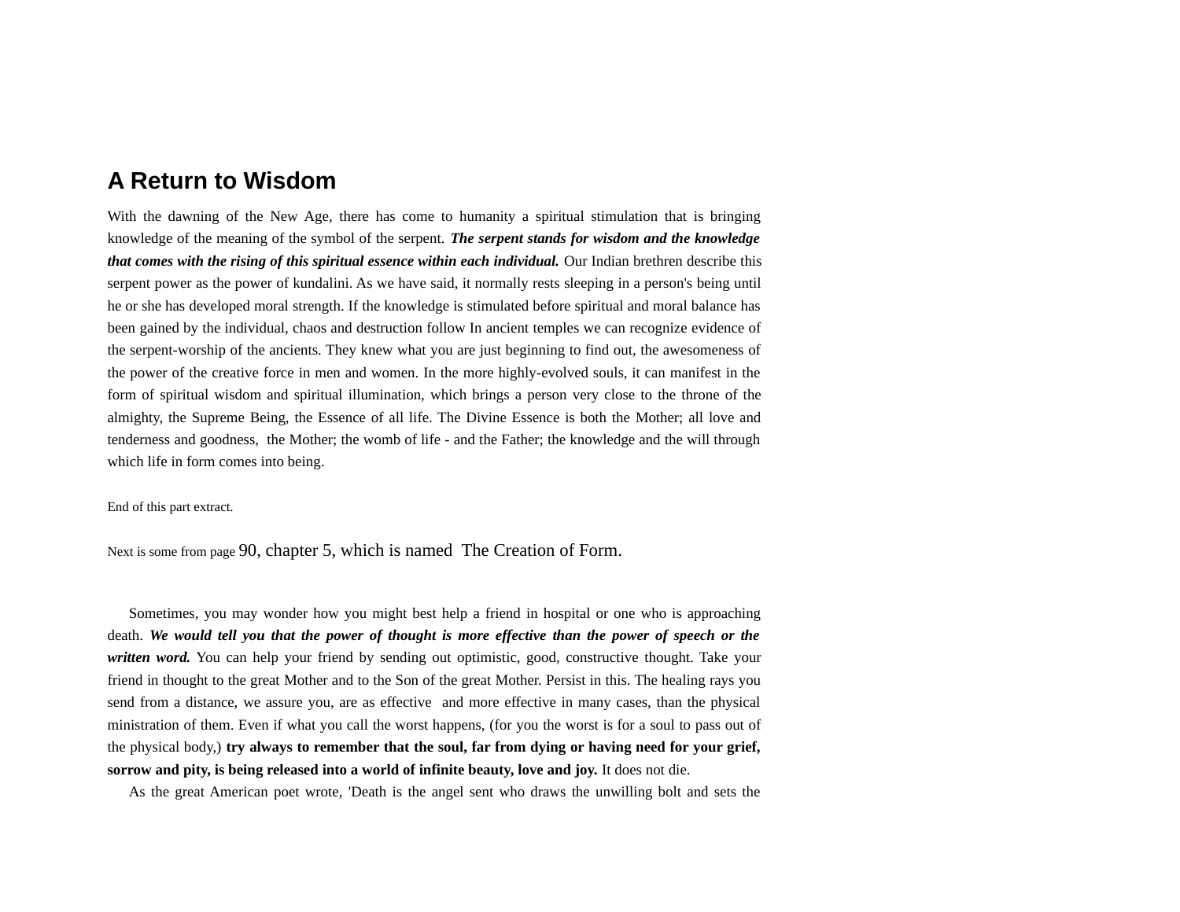## A Return to Wisdom

With the dawning of the New Age, there has come to humanity a spiritual stimulation that is bringing knowledge of the meaning of the symbol of the serpent. ***The serpent stands for wisdom and the knowledge that comes with the rising of this spiritual essence within each individual.*** Our Indian brethren describe this serpent power as the power of kundalini. As we have said, it normally rests sleeping in a person's being until he or she has developed moral strength. If the knowledge is stimulated before spiritual and moral balance has been gained by the individual, chaos and destruction follow In ancient temples we can recognize evidence of the serpent-worship of the ancients. They knew what you are just beginning to find out, the awesomeness of the power of the creative force in men and women. In the more highly-evolved souls, it can manifest in the form of spiritual wisdom and spiritual illumination, which brings a person very close to the throne of the almighty, the Supreme Being, the Essence of all life. The Divine Essence is both the Mother; all love and tenderness and goodness, the Mother; the womb of life - and the Father; the knowledge and the will through which life in form comes into being.

End of this part extract.

Next is some from page 90, chapter 5, which is named The Creation of Form.

Sometimes, you may wonder how you might best help a friend in hospital or one who is approaching death. ***We would tell you that the power of thought is more effective than the power of speech or the written word.*** You can help your friend by sending out optimistic, good, constructive thought. Take your friend in thought to the great Mother and to the Son of the great Mother. Persist in this. The healing rays you send from a distance, we assure you, are as effective and more effective in many cases, than the physical ministration of them. Even if what you call the worst happens, (for you the worst is for a soul to pass out of the physical body,) **try always to remember that the soul, far from dying or having need for your grief, sorrow and pity, is being released into a world of infinite beauty, love and joy.** It does not die.

As the great American poet wrote, 'Death is the angel sent who draws the unwilling bolt and sets the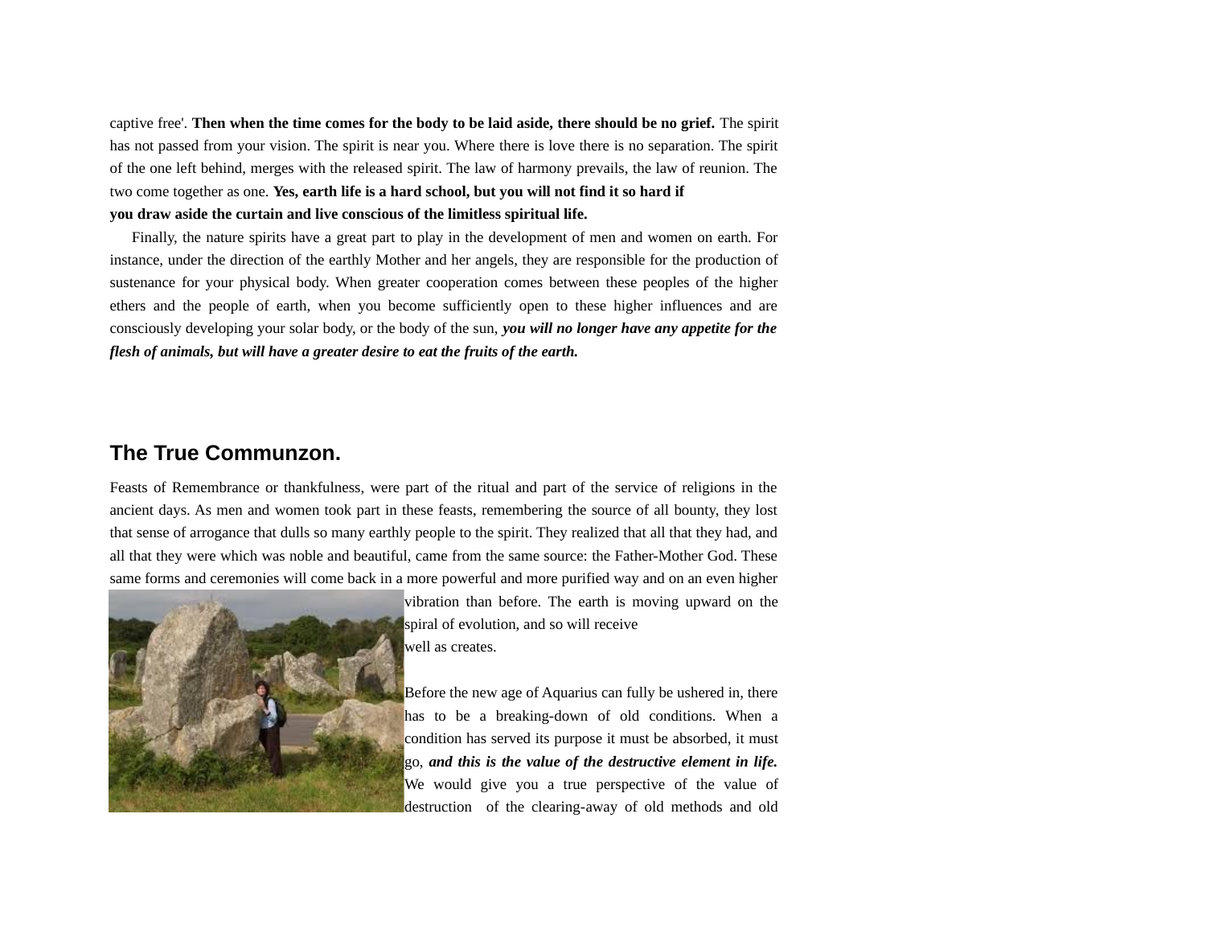captive free'. **Then when the time comes for the body to be laid aside, there should be no grief.** The spirit has not passed from your vision. The spirit is near you. Where there is love there is no separation. The spirit of the one left behind, merges with the released spirit. The law of harmony prevails, the law of reunion. The two come together as one. **Yes, earth life is a hard school, but you will not find it so hard if you draw aside the curtain and live conscious of the limitless spiritual life.**

Finally, the nature spirits have a great part to play in the development of men and women on earth. For instance, under the direction of the earthly Mother and her angels, they are responsible for the production of sustenance for your physical body. When greater cooperation comes between these peoples of the higher ethers and the people of earth, when you become sufficiently open to these higher influences and are consciously developing your solar body, or the body of the sun, ***you will no longer have any appetite for the flesh of animals, but will have a greater desire to eat the fruits of the earth.***

## The True Communzon.

Feasts of Remembrance or thankfulness, were part of the ritual and part of the service of religions in the ancient days. As men and women took part in these feasts, remembering the source of all bounty, they lost that sense of arrogance that dulls so many earthly people to the spirit. They realized that all that they had, and all that they were which was noble and beautiful, came from the same source: the Father-Mother God. These same forms and ceremonies will come back in a more powerful and more purified way and on an even higher vibration than before. The earth is moving upward on the spiral of evolution, and so will receive well as creates.

Before the new age of Aquarius can fully be ushered in, there has to be a breaking-down of old conditions. When a condition has served its purpose it must be absorbed, it must go, ***and this is the value of the destructive element in life.*** We would give you a true perspective of the value of destruction of the clearing-away of old methods and old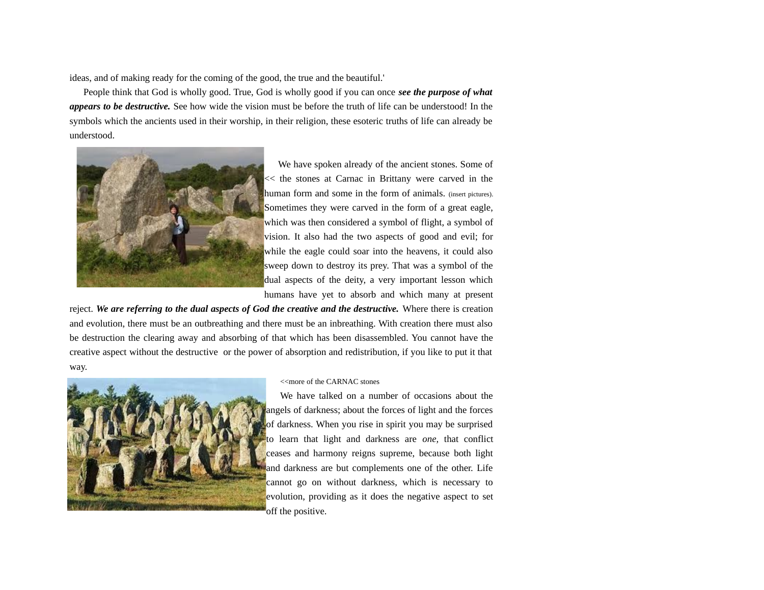ideas, and of making ready for the coming of the good, the true and the beautiful.'

People think that God is wholly good. True, God is wholly good if you can once ***see the purpose of what appears to be destructive.*** See how wide the vision must be before the truth of life can be understood! In the symbols which the ancients used in their worship, in their religion, these esoteric truths of life can already be understood.

We have spoken already of the ancient stones. Some of << the stones at Carnac in Brittany were carved in the human form and some in the form of animals. (insert pictures). Sometimes they were carved in the form of a great eagle, which was then considered a symbol of flight, a symbol of vision. It also had the two aspects of good and evil; for while the eagle could soar into the heavens, it could also sweep down to destroy its prey. That was a symbol of the dual aspects of the deity, a very important lesson which humans have yet to absorb and which many at present reject. ***We are referring to the dual aspects of God the creative and the destructive.*** Where there is creation and evolution, there must be an outbreathing and there must be an inbreathing. With creation there must also be destruction the clearing away and absorbing of that which has been disassembled. You cannot have the creative aspect without the destructive or the power of absorption and redistribution, if you like to put it that way.

<<more of the CARNAC stones

We have talked on a number of occasions about the angels of darkness; about the forces of light and the forces of darkness. When you rise in spirit you may be surprised to learn that light and darkness are *one*, that conflict ceases and harmony reigns supreme, because both light and darkness are but complements one of the other. Life cannot go on without darkness, which is necessary to evolution, providing as it does the negative aspect to set off the positive.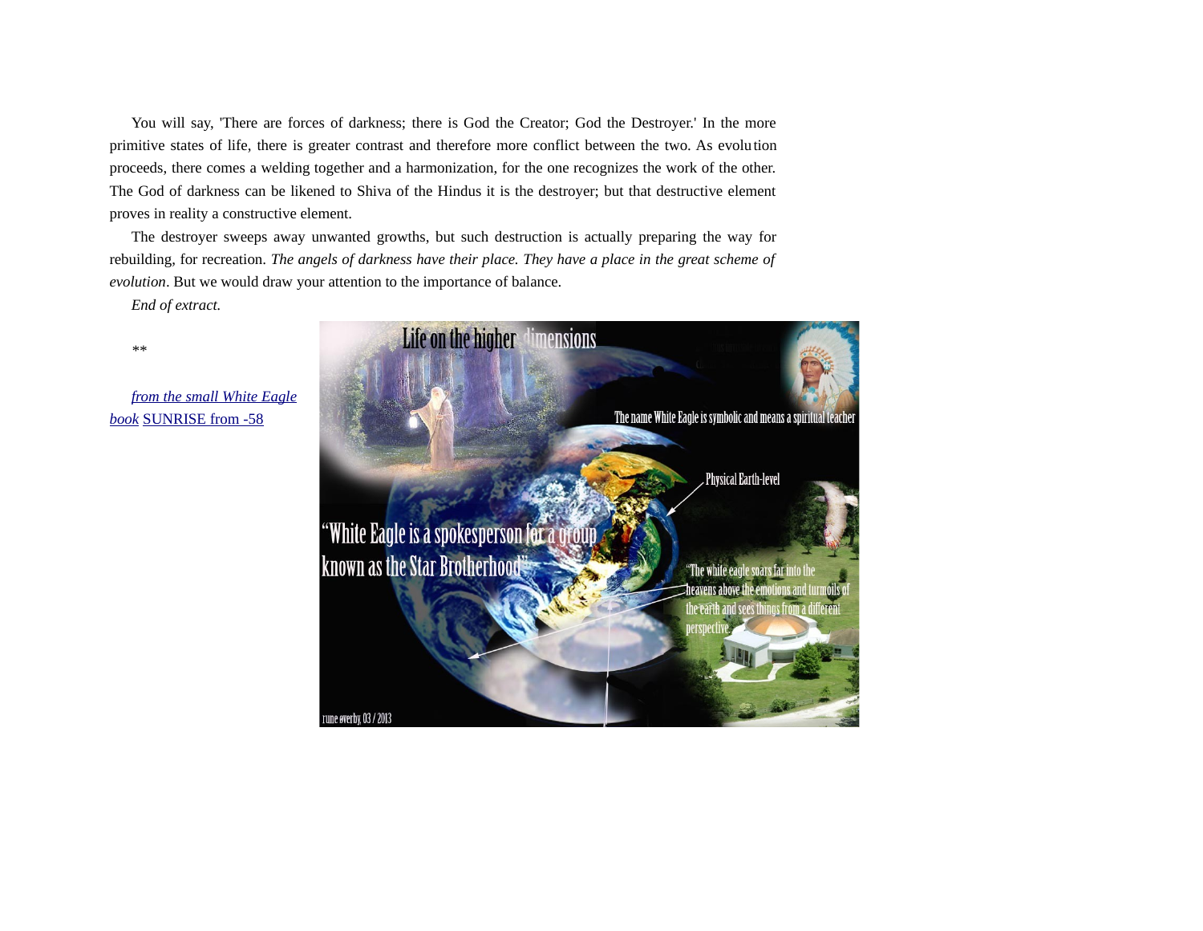You will say, 'There are forces of darkness; there is God the Creator; God the Destroyer.' In the more primitive states of life, there is greater contrast and therefore more conflict between the two. As evolution proceeds, there comes a welding together and a harmonization, for the one recognizes the work of the other. The God of darkness can be likened to Shiva of the Hindus it is the destroyer; but that destructive element proves in reality a constructive element.

The destroyer sweeps away unwanted growths, but such destruction is actually preparing the way for rebuilding, for recreation. *The angels of darkness have their place. They have a place in the great scheme of evolution*. But we would draw your attention to the importance of balance.

*End of extract.*

**

*from the small White Eagle book* SUNRISE from -58